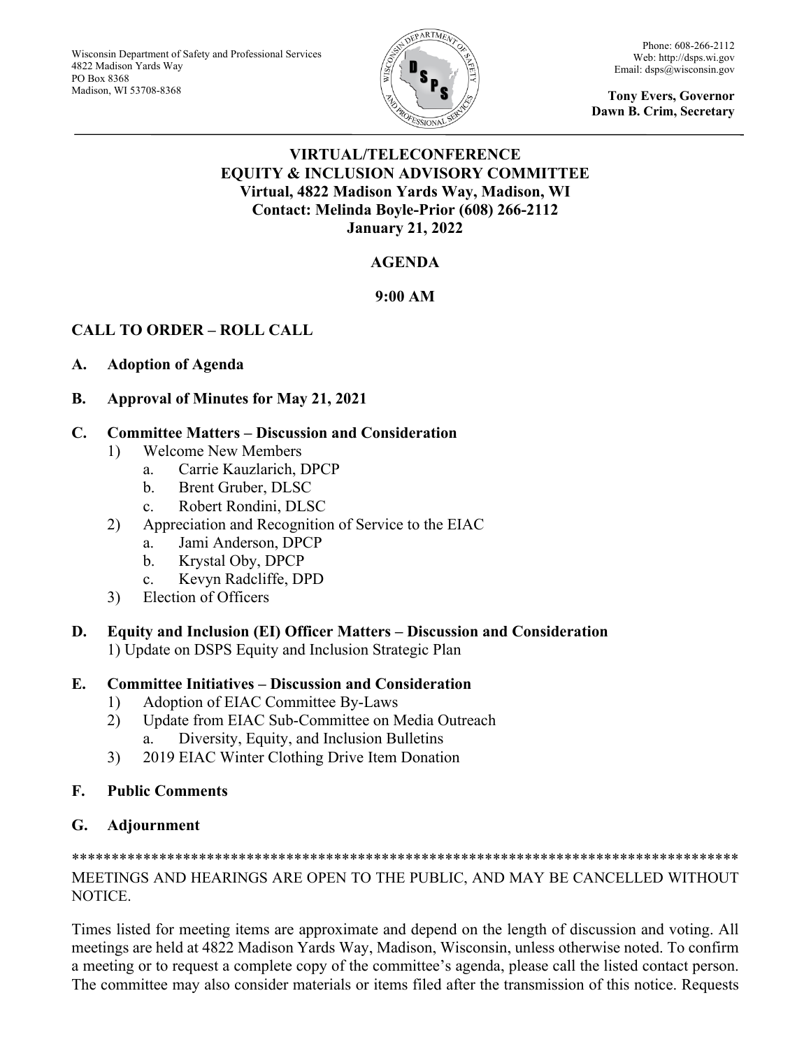Wisconsin Department of Safety and Professional Services
4822 Madison Yards Way
PO Box 8368
Madison, WI 53708-8368

Phone: 608-266-2112
Web: http://dsps.wi.gov
Email: dsps@wisconsin.gov

**Tony Evers, Governor**
**Dawn B. Crim, Secretary**

---

**VIRTUAL/TELECONFERENCE**
**EQUITY & INCLUSION ADVISORY COMMITTEE**
**Virtual, 4822 Madison Yards Way, Madison, WI**
**Contact: Melinda Boyle-Prior (608) 266-2112**
**January 21, 2022**

**AGENDA**

**9:00 AM**

**CALL TO ORDER – ROLL CALL**

**A. Adoption of Agenda**

**B. Approval of Minutes for May 21, 2021**

**C. Committee Matters – Discussion and Consideration**

1) Welcome New Members
   a. Carrie Kauzlarich, DPCP
   b. Brent Gruber, DLSC
   c. Robert Rondini, DLSC
2) Appreciation and Recognition of Service to the EIAC
   a. Jami Anderson, DPCP
   b. Krystal Oby, DPCP
   c. Kevyn Radcliffe, DPD
3) Election of Officers

**D. Equity and Inclusion (EI) Officer Matters – Discussion and Consideration**

1) Update on DSPS Equity and Inclusion Strategic Plan

**E. Committee Initiatives – Discussion and Consideration**

1) Adoption of EIAC Committee By-Laws
2) Update from EIAC Sub-Committee on Media Outreach
   a. Diversity, Equity, and Inclusion Bulletins
3) 2019 EIAC Winter Clothing Drive Item Donation

**F. Public Comments**

**G. Adjournment**

***************************************************************************************

MEETINGS AND HEARINGS ARE OPEN TO THE PUBLIC, AND MAY BE CANCELLED WITHOUT NOTICE.

Times listed for meeting items are approximate and depend on the length of discussion and voting. All meetings are held at 4822 Madison Yards Way, Madison, Wisconsin, unless otherwise noted. To confirm a meeting or to request a complete copy of the committee's agenda, please call the listed contact person. The committee may also consider materials or items filed after the transmission of this notice. Requests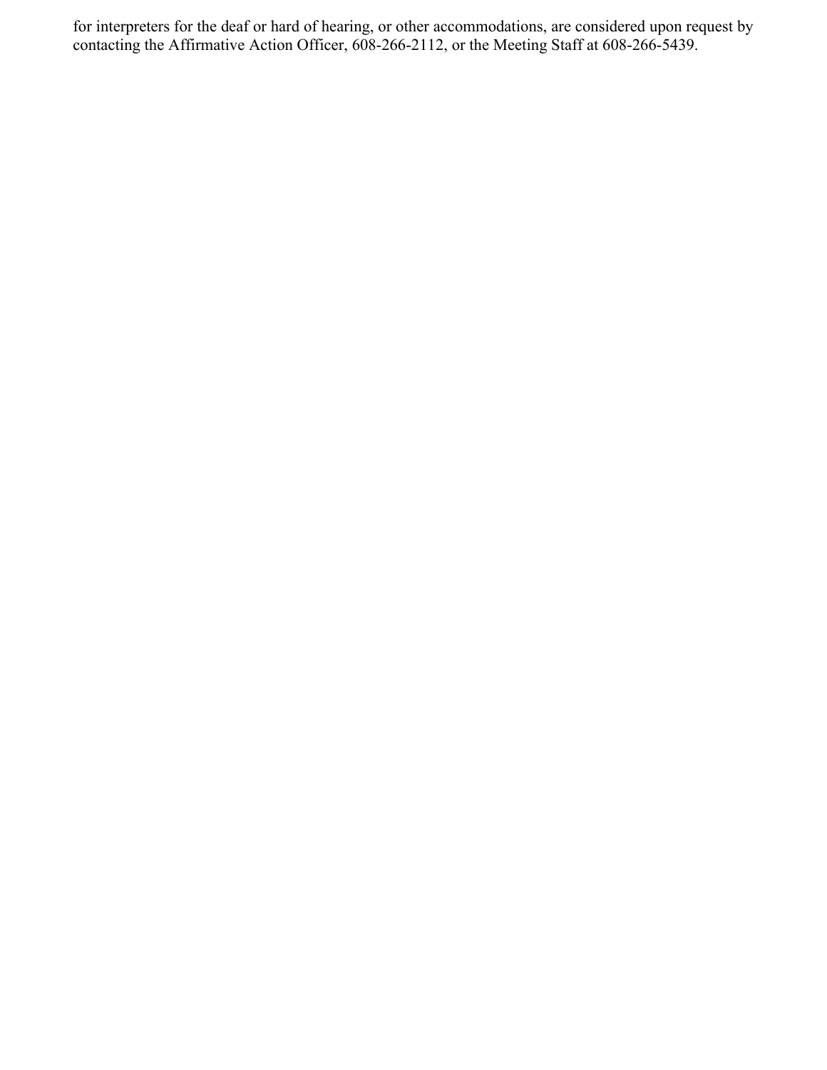for interpreters for the deaf or hard of hearing, or other accommodations, are considered upon request by contacting the Affirmative Action Officer, 608-266-2112, or the Meeting Staff at 608-266-5439.